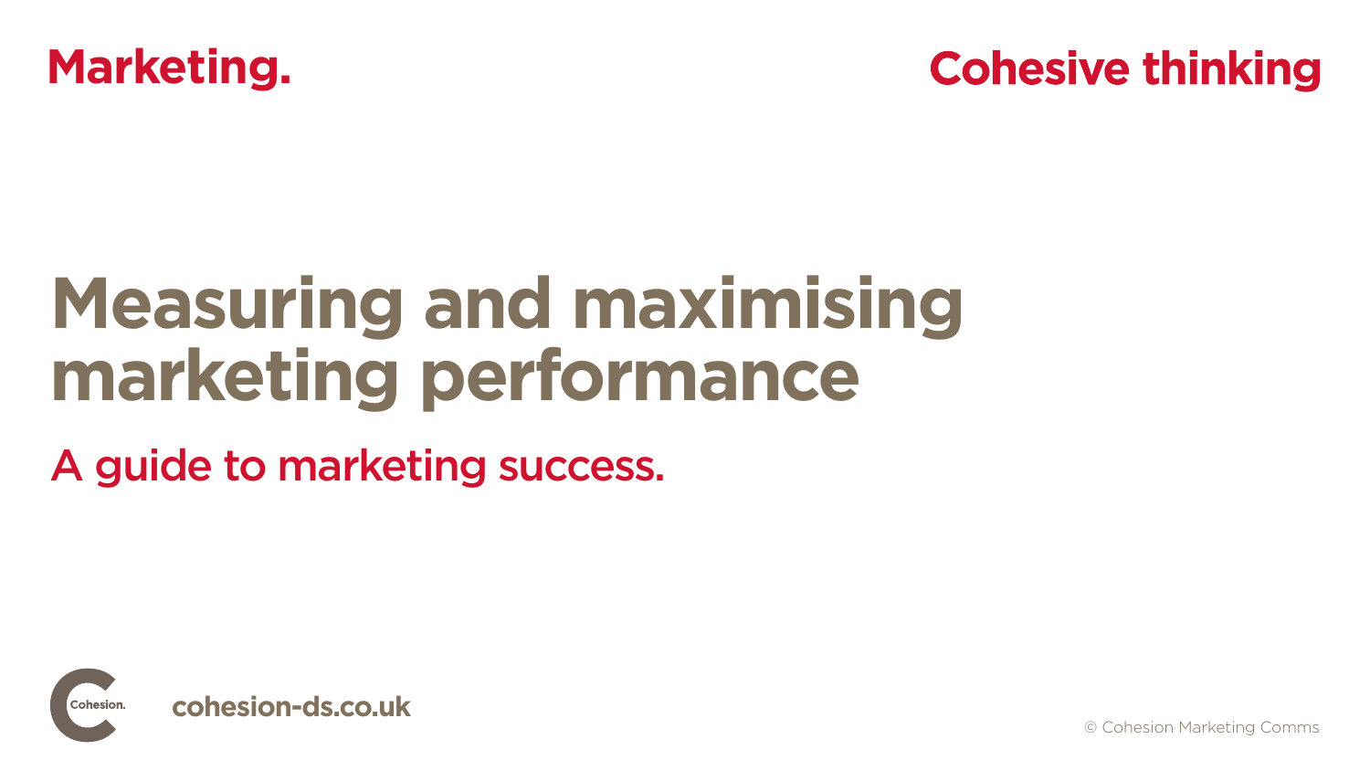Marketing.

Cohesive thinking

# Measuring and maximising marketing performance

## A guide to marketing success.

Cohesion.

cohesion-ds.co.uk

© Cohesion Marketing Comms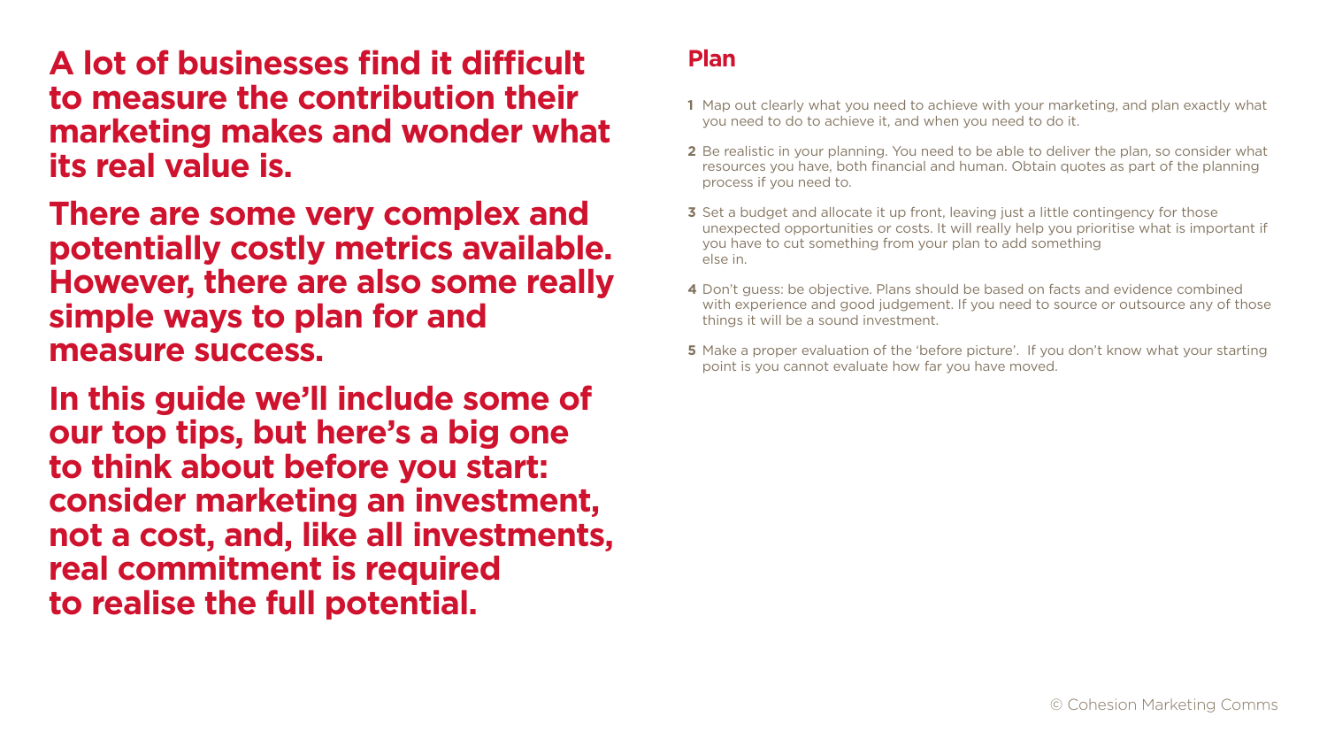**A lot of businesses find it difficult to measure the contribution their marketing makes and wonder what its real value is.**

**There are some very complex and potentially costly metrics available. However, there are also some really simple ways to plan for and measure success.**

**In this guide we'll include some of our top tips, but here's a big one to think about before you start: consider marketing an investment, not a cost, and, like all investments, real commitment is required to realise the full potential.**

## Plan

**1** Map out clearly what you need to achieve with your marketing, and plan exactly what you need to do to achieve it, and when you need to do it.

**2** Be realistic in your planning. You need to be able to deliver the plan, so consider what resources you have, both financial and human. Obtain quotes as part of the planning process if you need to.

**3** Set a budget and allocate it up front, leaving just a little contingency for those unexpected opportunities or costs. It will really help you prioritise what is important if you have to cut something from your plan to add something else in.

**4** Don't guess: be objective. Plans should be based on facts and evidence combined with experience and good judgement. If you need to source or outsource any of those things it will be a sound investment.

**5** Make a proper evaluation of the 'before picture'. If you don't know what your starting point is you cannot evaluate how far you have moved.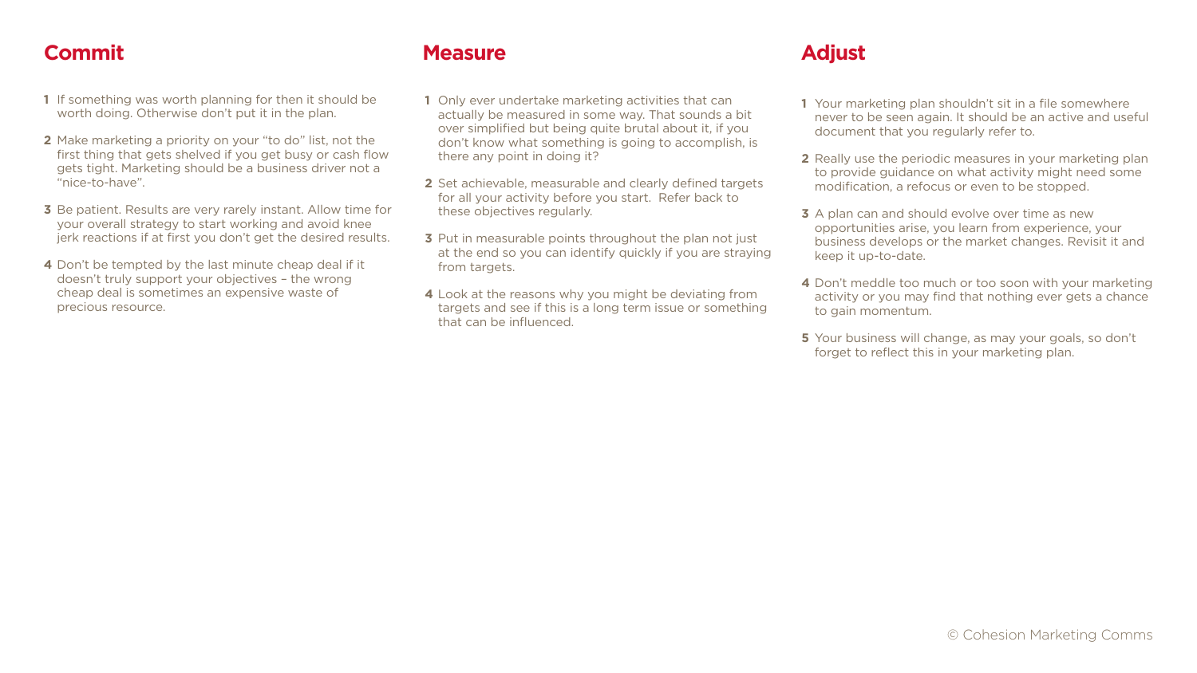## Commit

1. If something was worth planning for then it should be worth doing. Otherwise don't put it in the plan.
2. Make marketing a priority on your "to do" list, not the first thing that gets shelved if you get busy or cash flow gets tight. Marketing should be a business driver not a "nice-to-have".
3. Be patient. Results are very rarely instant. Allow time for your overall strategy to start working and avoid knee jerk reactions if at first you don't get the desired results.
4. Don't be tempted by the last minute cheap deal if it doesn't truly support your objectives – the wrong cheap deal is sometimes an expensive waste of precious resource.

## Measure

1. Only ever undertake marketing activities that can actually be measured in some way. That sounds a bit over simplified but being quite brutal about it, if you don't know what something is going to accomplish, is there any point in doing it?
2. Set achievable, measurable and clearly defined targets for all your activity before you start. Refer back to these objectives regularly.
3. Put in measurable points throughout the plan not just at the end so you can identify quickly if you are straying from targets.
4. Look at the reasons why you might be deviating from targets and see if this is a long term issue or something that can be influenced.

## Adjust

1. Your marketing plan shouldn't sit in a file somewhere never to be seen again. It should be an active and useful document that you regularly refer to.
2. Really use the periodic measures in your marketing plan to provide guidance on what activity might need some modification, a refocus or even to be stopped.
3. A plan can and should evolve over time as new opportunities arise, you learn from experience, your business develops or the market changes. Revisit it and keep it up-to-date.
4. Don't meddle too much or too soon with your marketing activity or you may find that nothing ever gets a chance to gain momentum.
5. Your business will change, as may your goals, so don't forget to reflect this in your marketing plan.

© Cohesion Marketing Comms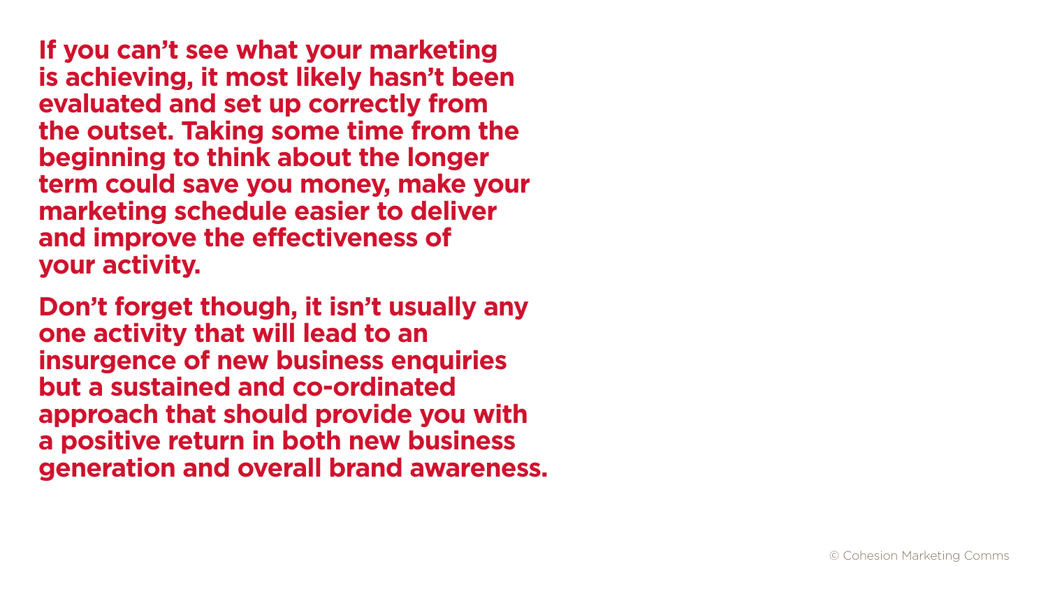**If you can't see what your marketing is achieving, it most likely hasn't been evaluated and set up correctly from the outset. Taking some time from the beginning to think about the longer term could save you money, make your marketing schedule easier to deliver and improve the effectiveness of your activity.**

**Don't forget though, it isn't usually any one activity that will lead to an insurgence of new business enquiries but a sustained and co-ordinated approach that should provide you with a positive return in both new business generation and overall brand awareness.**

© Cohesion Marketing Comms